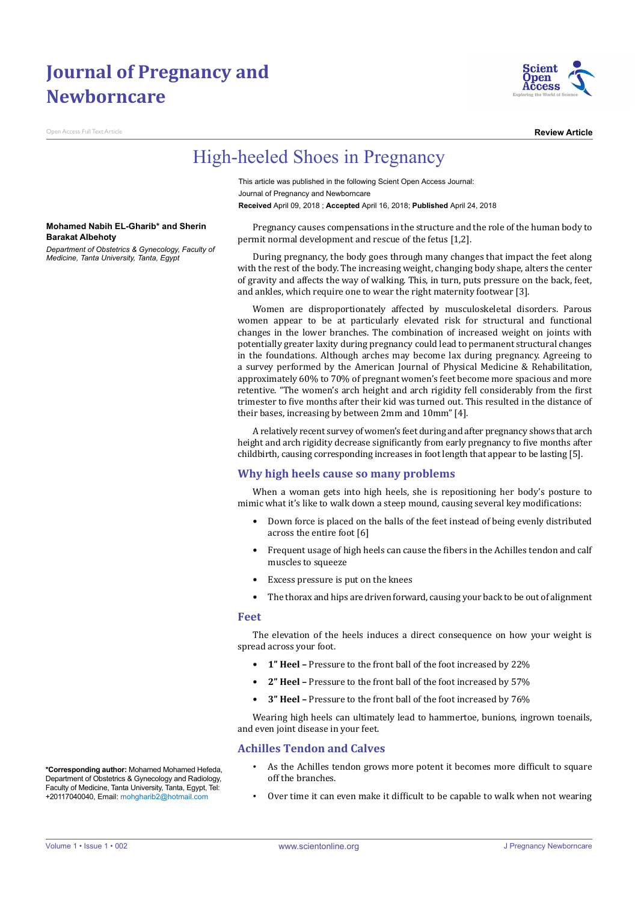# Journal of Pregnancy and Newborncare

Open Access Full Text Article

**Review Article**

# High-heeled Shoes in Pregnancy

This article was published in the following Scient Open Access Journal:
Journal of Pregnancy and Newborncare
**Received** April 09, 2018 ; **Accepted** April 16, 2018; **Published** April 24, 2018

**Mohamed Nabih EL-Gharib\* and Sherin Barakat Albehoty**

*Department of Obstetrics & Gynecology, Faculty of Medicine, Tanta University, Tanta, Egypt*

**\*Corresponding author:** Mohamed Mohamed Hefeda, Department of Obstetrics & Gynecology and Radiology, Faculty of Medicine, Tanta University, Tanta, Egypt, Tel: +20117040040, Email: mohgharib2@hotmail.com

Pregnancy causes compensations in the structure and the role of the human body to permit normal development and rescue of the fetus [1,2].

During pregnancy, the body goes through many changes that impact the feet along with the rest of the body. The increasing weight, changing body shape, alters the center of gravity and affects the way of walking. This, in turn, puts pressure on the back, feet, and ankles, which require one to wear the right maternity footwear [3].

Women are disproportionately affected by musculoskeletal disorders. Parous women appear to be at particularly elevated risk for structural and functional changes in the lower branches. The combination of increased weight on joints with potentially greater laxity during pregnancy could lead to permanent structural changes in the foundations. Although arches may become lax during pregnancy. Agreeing to a survey performed by the American Journal of Physical Medicine & Rehabilitation, approximately 60% to 70% of pregnant women's feet become more spacious and more retentive. "The women's arch height and arch rigidity fell considerably from the first trimester to five months after their kid was turned out. This resulted in the distance of their bases, increasing by between 2mm and 10mm" [4].

A relatively recent survey of women's feet during and after pregnancy shows that arch height and arch rigidity decrease significantly from early pregnancy to five months after childbirth, causing corresponding increases in foot length that appear to be lasting [5].

## Why high heels cause so many problems

When a woman gets into high heels, she is repositioning her body's posture to mimic what it's like to walk down a steep mound, causing several key modifications:

- Down force is placed on the balls of the feet instead of being evenly distributed across the entire foot [6]
- Frequent usage of high heels can cause the fibers in the Achilles tendon and calf muscles to squeeze
- Excess pressure is put on the knees
- The thorax and hips are driven forward, causing your back to be out of alignment

## Feet

The elevation of the heels induces a direct consequence on how your weight is spread across your foot.

- **1" Heel –** Pressure to the front ball of the foot increased by 22%
- **2" Heel –** Pressure to the front ball of the foot increased by 57%
- **3" Heel –** Pressure to the front ball of the foot increased by 76%

Wearing high heels can ultimately lead to hammertoe, bunions, ingrown toenails, and even joint disease in your feet.

## Achilles Tendon and Calves

- As the Achilles tendon grows more potent it becomes more difficult to square off the branches.
- Over time it can even make it difficult to be capable to walk when not wearing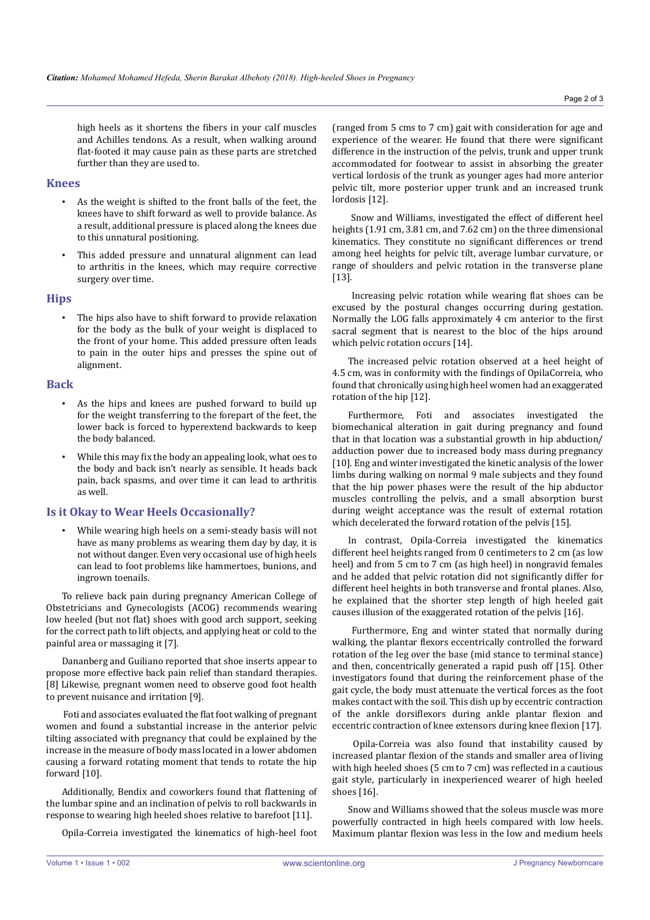high heels as it shortens the fibers in your calf muscles and Achilles tendons. As a result, when walking around flat-footed it may cause pain as these parts are stretched further than they are used to.

## Knees

- As the weight is shifted to the front balls of the feet, the knees have to shift forward as well to provide balance. As a result, additional pressure is placed along the knees due to this unnatural positioning.
- This added pressure and unnatural alignment can lead to arthritis in the knees, which may require corrective surgery over time.

## Hips

- The hips also have to shift forward to provide relaxation for the body as the bulk of your weight is displaced to the front of your home. This added pressure often leads to pain in the outer hips and presses the spine out of alignment.

## Back

- As the hips and knees are pushed forward to build up for the weight transferring to the forepart of the feet, the lower back is forced to hyperextend backwards to keep the body balanced.
- While this may fix the body an appealing look, what oes to the body and back isn't nearly as sensible. It heads back pain, back spasms, and over time it can lead to arthritis as well.

## Is it Okay to Wear Heels Occasionally?

- While wearing high heels on a semi-steady basis will not have as many problems as wearing them day by day, it is not without danger. Even very occasional use of high heels can lead to foot problems like hammertoes, bunions, and ingrown toenails.

To relieve back pain during pregnancy American College of Obstetricians and Gynecologists (ACOG) recommends wearing low heeled (but not flat) shoes with good arch support, seeking for the correct path to lift objects, and applying heat or cold to the painful area or massaging it [7].

Dananberg and Guiliano reported that shoe inserts appear to propose more effective back pain relief than standard therapies. [8] Likewise, pregnant women need to observe good foot health to prevent nuisance and irritation [9].

Foti and associates evaluated the flat foot walking of pregnant women and found a substantial increase in the anterior pelvic tilting associated with pregnancy that could be explained by the increase in the measure of body mass located in a lower abdomen causing a forward rotating moment that tends to rotate the hip forward [10].

Additionally, Bendix and coworkers found that flattening of the lumbar spine and an inclination of pelvis to roll backwards in response to wearing high heeled shoes relative to barefoot [11].

Opila-Correia investigated the kinematics of high-heel foot (ranged from 5 cms to 7 cm) gait with consideration for age and experience of the wearer. He found that there were significant difference in the instruction of the pelvis, trunk and upper trunk accommodated for footwear to assist in absorbing the greater vertical lordosis of the trunk as younger ages had more anterior pelvic tilt, more posterior upper trunk and an increased trunk lordosis [12].

Snow and Williams, investigated the effect of different heel heights (1.91 cm, 3.81 cm, and 7.62 cm) on the three dimensional kinematics. They constitute no significant differences or trend among heel heights for pelvic tilt, average lumbar curvature, or range of shoulders and pelvic rotation in the transverse plane [13].

Increasing pelvic rotation while wearing flat shoes can be excused by the postural changes occurring during gestation. Normally the LOG falls approximately 4 cm anterior to the first sacral segment that is nearest to the bloc of the hips around which pelvic rotation occurs [14].

The increased pelvic rotation observed at a heel height of 4.5 cm, was in conformity with the findings of OpilaCorreia, who found that chronically using high heel women had an exaggerated rotation of the hip [12].

Furthermore, Foti and associates investigated the biomechanical alteration in gait during pregnancy and found that in that location was a substantial growth in hip abduction/adduction power due to increased body mass during pregnancy [10]. Eng and winter investigated the kinetic analysis of the lower limbs during walking on normal 9 male subjects and they found that the hip power phases were the result of the hip abductor muscles controlling the pelvis, and a small absorption burst during weight acceptance was the result of external rotation which decelerated the forward rotation of the pelvis [15].

In contrast, Opila-Correia investigated the kinematics different heel heights ranged from 0 centimeters to 2 cm (as low heel) and from 5 cm to 7 cm (as high heel) in nongravid females and he added that pelvic rotation did not significantly differ for different heel heights in both transverse and frontal planes. Also, he explained that the shorter step length of high heeled gait causes illusion of the exaggerated rotation of the pelvis [16].

Furthermore, Eng and winter stated that normally during walking, the plantar flexors eccentrically controlled the forward rotation of the leg over the base (mid stance to terminal stance) and then, concentrically generated a rapid push off [15]. Other investigators found that during the reinforcement phase of the gait cycle, the body must attenuate the vertical forces as the foot makes contact with the soil. This dish up by eccentric contraction of the ankle dorsiflexors during ankle plantar flexion and eccentric contraction of knee extensors during knee flexion [17].

Opila-Correia was also found that instability caused by increased plantar flexion of the stands and smaller area of living with high heeled shoes (5 cm to 7 cm) was reflected in a cautious gait style, particularly in inexperienced wearer of high heeled shoes [16].

Snow and Williams showed that the soleus muscle was more powerfully contracted in high heels compared with low heels. Maximum plantar flexion was less in the low and medium heels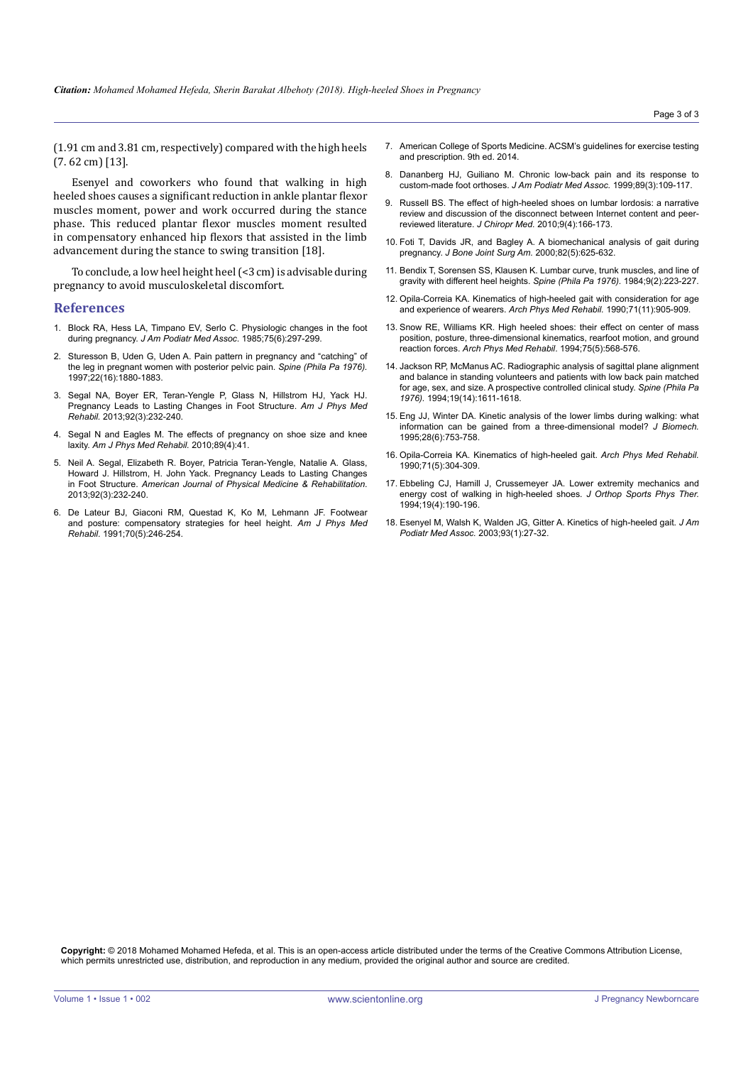(1.91 cm and 3.81 cm, respectively) compared with the high heels (7. 62 cm) [13].

Esenyel and coworkers who found that walking in high heeled shoes causes a significant reduction in ankle plantar flexor muscles moment, power and work occurred during the stance phase. This reduced plantar flexor muscles moment resulted in compensatory enhanced hip flexors that assisted in the limb advancement during the stance to swing transition [18].

To conclude, a low heel height heel (<3 cm) is advisable during pregnancy to avoid musculoskeletal discomfort.

## References

1. Block RA, Hess LA, Timpano EV, Serlo C. Physiologic changes in the foot during pregnancy. *J Am Podiatr Med Assoc.* 1985;75(6):297-299.
2. Sturesson B, Uden G, Uden A. Pain pattern in pregnancy and "catching" of the leg in pregnant women with posterior pelvic pain. *Spine (Phila Pa 1976).* 1997;22(16):1880-1883.
3. Segal NA, Boyer ER, Teran-Yengle P, Glass N, Hillstrom HJ, Yack HJ. Pregnancy Leads to Lasting Changes in Foot Structure. *Am J Phys Med Rehabil.* 2013;92(3):232-240.
4. Segal N and Eagles M. The effects of pregnancy on shoe size and knee laxity. *Am J Phys Med Rehabil.* 2010;89(4):41.
5. Neil A. Segal, Elizabeth R. Boyer, Patricia Teran-Yengle, Natalie A. Glass, Howard J. Hillstrom, H. John Yack. Pregnancy Leads to Lasting Changes in Foot Structure. *American Journal of Physical Medicine & Rehabilitation.* 2013;92(3):232-240.
6. De Lateur BJ, Giaconi RM, Questad K, Ko M, Lehmann JF. Footwear and posture: compensatory strategies for heel height. *Am J Phys Med Rehabil.* 1991;70(5):246-254.
7. American College of Sports Medicine. ACSM's guidelines for exercise testing and prescription. 9th ed. 2014.
8. Dananberg HJ, Guiliano M. Chronic low-back pain and its response to custom-made foot orthoses. *J Am Podiatr Med Assoc.* 1999;89(3):109-117.
9. Russell BS. The effect of high-heeled shoes on lumbar lordosis: a narrative review and discussion of the disconnect between Internet content and peer-reviewed literature. *J Chiropr Med.* 2010;9(4):166-173.
10. Foti T, Davids JR, and Bagley A. A biomechanical analysis of gait during pregnancy. *J Bone Joint Surg Am.* 2000;82(5):625-632.
11. Bendix T, Sorensen SS, Klausen K. Lumbar curve, trunk muscles, and line of gravity with different heel heights. *Spine (Phila Pa 1976).* 1984;9(2):223-227.
12. Opila-Correia KA. Kinematics of high-heeled gait with consideration for age and experience of wearers. *Arch Phys Med Rehabil.* 1990;71(11):905-909.
13. Snow RE, Williams KR. High heeled shoes: their effect on center of mass position, posture, three-dimensional kinematics, rearfoot motion, and ground reaction forces. *Arch Phys Med Rehabil*. 1994;75(5):568-576.
14. Jackson RP, McManus AC. Radiographic analysis of sagittal plane alignment and balance in standing volunteers and patients with low back pain matched for age, sex, and size. A prospective controlled clinical study. *Spine (Phila Pa 1976).* 1994;19(14):1611-1618.
15. Eng JJ, Winter DA. Kinetic analysis of the lower limbs during walking: what information can be gained from a three-dimensional model? *J Biomech.* 1995;28(6):753-758.
16. Opila-Correia KA. Kinematics of high-heeled gait. *Arch Phys Med Rehabil.* 1990;71(5):304-309.
17. Ebbeling CJ, Hamill J, Crussemeyer JA. Lower extremity mechanics and energy cost of walking in high-heeled shoes. *J Orthop Sports Phys Ther.* 1994;19(4):190-196.
18. Esenyel M, Walsh K, Walden JG, Gitter A. Kinetics of high-heeled gait. *J Am Podiatr Med Assoc.* 2003;93(1):27-32.

**Copyright:** © 2018 Mohamed Mohamed Hefeda, et al. This is an open-access article distributed under the terms of the Creative Commons Attribution License, which permits unrestricted use, distribution, and reproduction in any medium, provided the original author and source are credited.